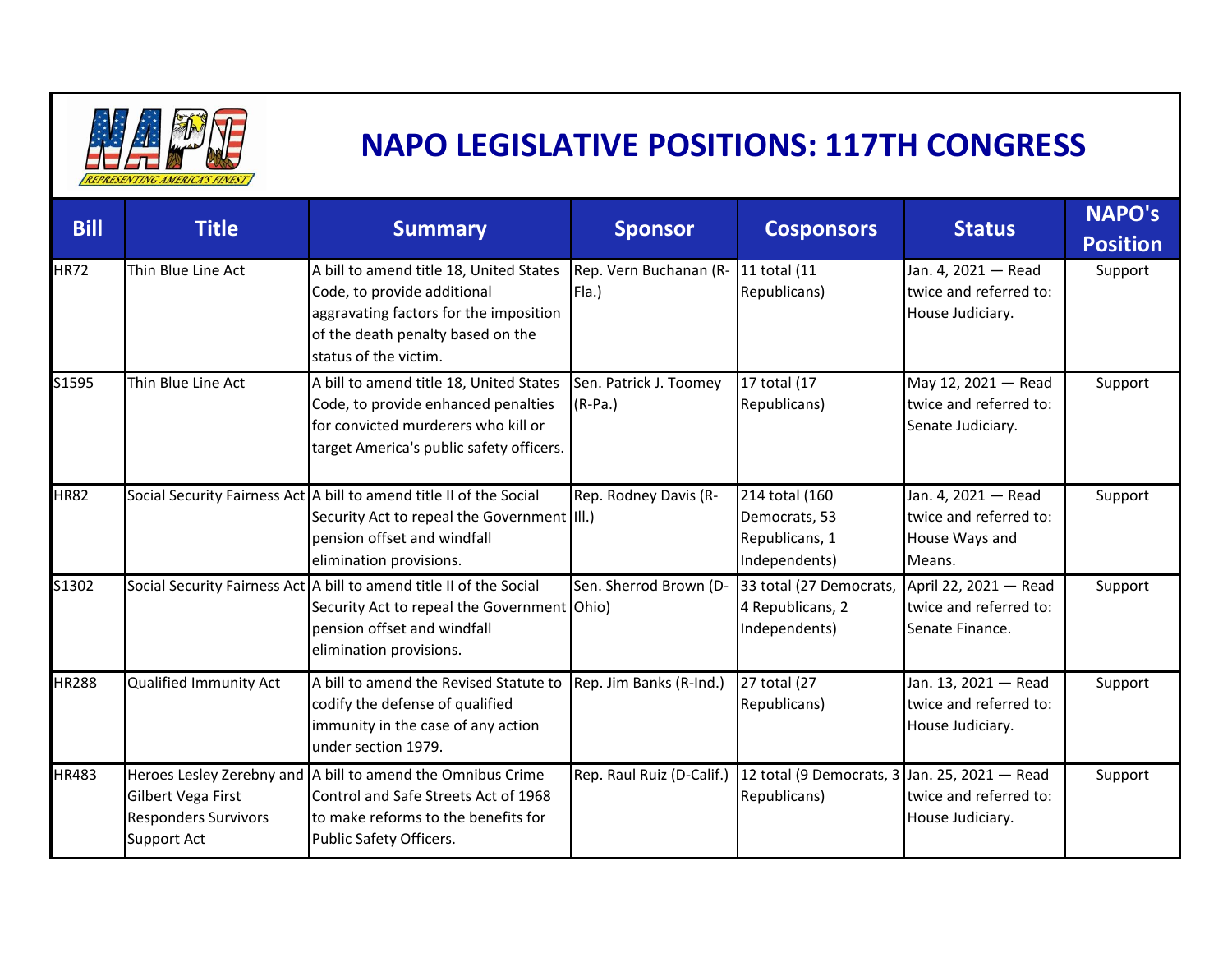# NAPO LEGISLATIVE POSITIONS: 117TH CONGRESS

| Bill | Title | Summary | Sponsor | Cosponsors | Status | NAPO's Position |
|---|---|---|---|---|---|---|
| HR72 | Thin Blue Line Act | A bill to amend title 18, United States Code, to provide additional aggravating factors for the imposition of the death penalty based on the status of the victim. | Rep. Vern Buchanan (R-Fla.) | 11 total (11 Republicans) | Jan. 4, 2021 — Read twice and referred to: House Judiciary. | Support |
| S1595 | Thin Blue Line Act | A bill to amend title 18, United States Code, to provide enhanced penalties for convicted murderers who kill or target America's public safety officers. | Sen. Patrick J. Toomey (R-Pa.) | 17 total (17 Republicans) | May 12, 2021 — Read twice and referred to: Senate Judiciary. | Support |
| HR82 | Social Security Fairness Act | A bill to amend title II of the Social Security Act to repeal the Government pension offset and windfall elimination provisions. | Rep. Rodney Davis (R-Ill.) | 214 total (160 Democrats, 53 Republicans, 1 Independents) | Jan. 4, 2021 — Read twice and referred to: House Ways and Means. | Support |
| S1302 | Social Security Fairness Act | A bill to amend title II of the Social Security Act to repeal the Government pension offset and windfall elimination provisions. | Sen. Sherrod Brown (D-Ohio) | 33 total (27 Democrats, 4 Republicans, 2 Independents) | April 22, 2021 — Read twice and referred to: Senate Finance. | Support |
| HR288 | Qualified Immunity Act | A bill to amend the Revised Statute to codify the defense of qualified immunity in the case of any action under section 1979. | Rep. Jim Banks (R-Ind.) | 27 total (27 Republicans) | Jan. 13, 2021 — Read twice and referred to: House Judiciary. | Support |
| HR483 | Heroes Lesley Zerebny and Gilbert Vega First Responders Survivors Support Act | A bill to amend the Omnibus Crime Control and Safe Streets Act of 1968 to make reforms to the benefits for Public Safety Officers. | Rep. Raul Ruiz (D-Calif.) | 12 total (9 Democrats, 3 Republicans) | Jan. 25, 2021 — Read twice and referred to: House Judiciary. | Support |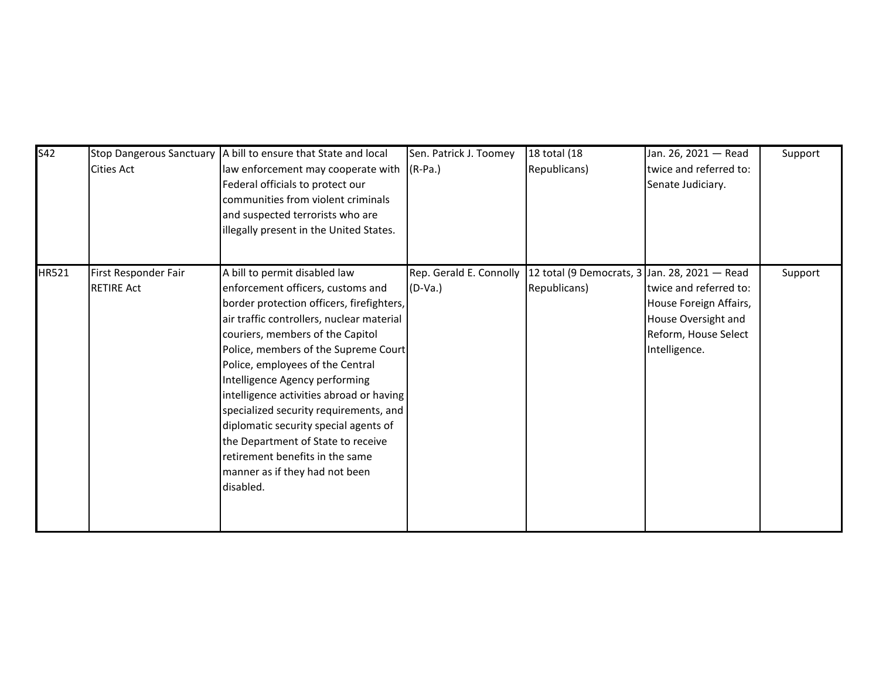| | | | | | | |
|---|---|---|---|---|---|---|
| S42 | Stop Dangerous Sanctuary Cities Act | A bill to ensure that State and local law enforcement may cooperate with Federal officials to protect our communities from violent criminals and suspected terrorists who are illegally present in the United States. | Sen. Patrick J. Toomey (R-Pa.) | 18 total (18 Republicans) | Jan. 26, 2021 — Read twice and referred to: Senate Judiciary. | Support |
| HR521 | First Responder Fair RETIRE Act | A bill to permit disabled law enforcement officers, customs and border protection officers, firefighters, air traffic controllers, nuclear material couriers, members of the Capitol Police, members of the Supreme Court Police, employees of the Central Intelligence Agency performing intelligence activities abroad or having specialized security requirements, and diplomatic security special agents of the Department of State to receive retirement benefits in the same manner as if they had not been disabled. | Rep. Gerald E. Connolly (D-Va.) | 12 total (9 Democrats, 3 Republicans) | Jan. 28, 2021 — Read twice and referred to: House Foreign Affairs, House Oversight and Reform, House Select Intelligence. | Support |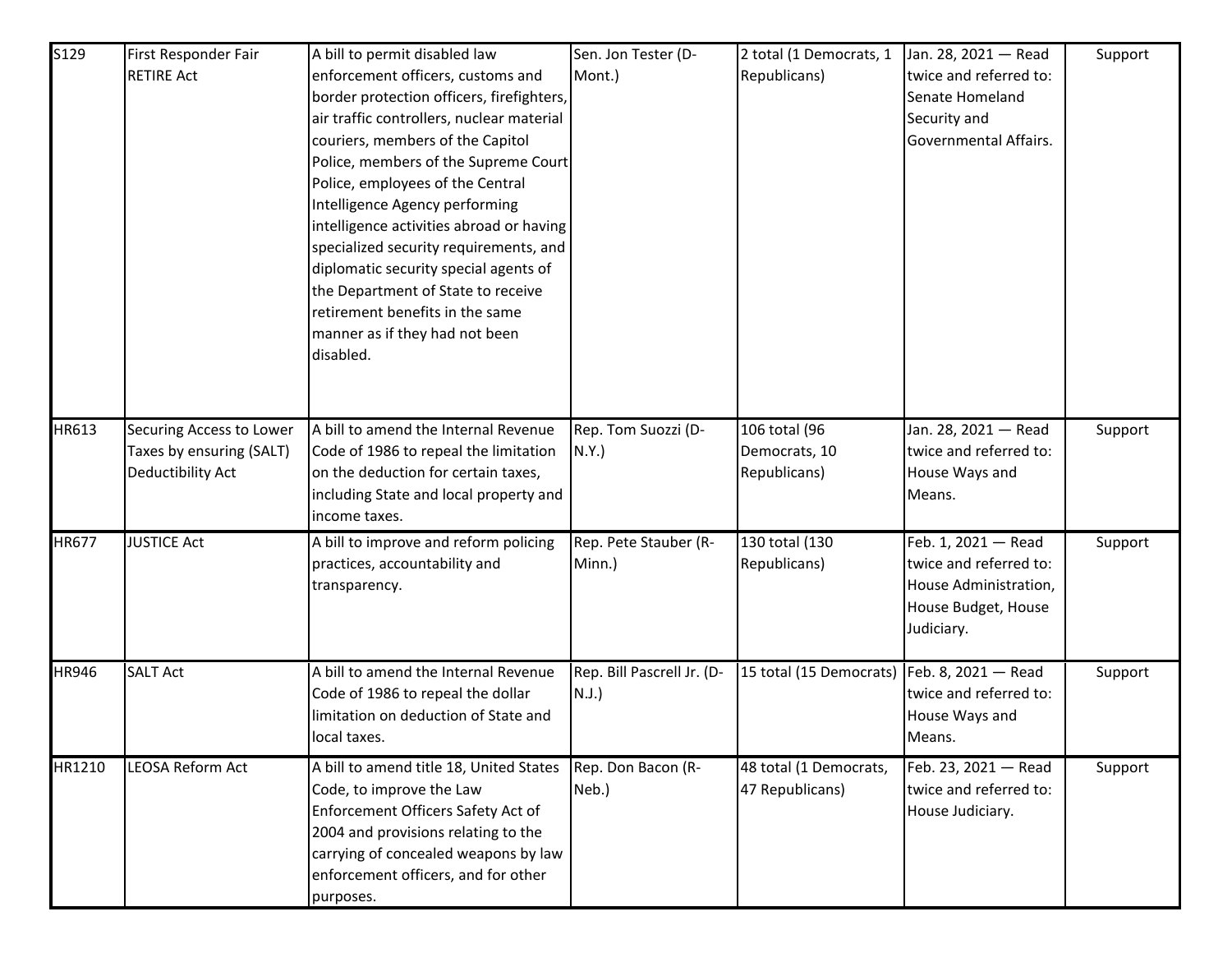| S129 | First Responder Fair RETIRE Act | A bill to permit disabled law enforcement officers, customs and border protection officers, firefighters, air traffic controllers, nuclear material couriers, members of the Capitol Police, members of the Supreme Court Police, employees of the Central Intelligence Agency performing intelligence activities abroad or having specialized security requirements, and diplomatic security special agents of the Department of State to receive retirement benefits in the same manner as if they had not been disabled. | Sen. Jon Tester (D-Mont.) | 2 total (1 Democrats, 1 Republicans) | Jan. 28, 2021 — Read twice and referred to: Senate Homeland Security and Governmental Affairs. | Support |
|---|---|---|---|---|---|---|
| HR613 | Securing Access to Lower Taxes by ensuring (SALT) Deductibility Act | A bill to amend the Internal Revenue Code of 1986 to repeal the limitation on the deduction for certain taxes, including State and local property and income taxes. | Rep. Tom Suozzi (D-N.Y.) | 106 total (96 Democrats, 10 Republicans) | Jan. 28, 2021 — Read twice and referred to: House Ways and Means. | Support |
| HR677 | JUSTICE Act | A bill to improve and reform policing practices, accountability and transparency. | Rep. Pete Stauber (R-Minn.) | 130 total (130 Republicans) | Feb. 1, 2021 — Read twice and referred to: House Administration, House Budget, House Judiciary. | Support |
| HR946 | SALT Act | A bill to amend the Internal Revenue Code of 1986 to repeal the dollar limitation on deduction of State and local taxes. | Rep. Bill Pascrell Jr. (D-N.J.) | 15 total (15 Democrats) | Feb. 8, 2021 — Read twice and referred to: House Ways and Means. | Support |
| HR1210 | LEOSA Reform Act | A bill to amend title 18, United States Code, to improve the Law Enforcement Officers Safety Act of 2004 and provisions relating to the carrying of concealed weapons by law enforcement officers, and for other purposes. | Rep. Don Bacon (R-Neb.) | 48 total (1 Democrats, 47 Republicans) | Feb. 23, 2021 — Read twice and referred to: House Judiciary. | Support |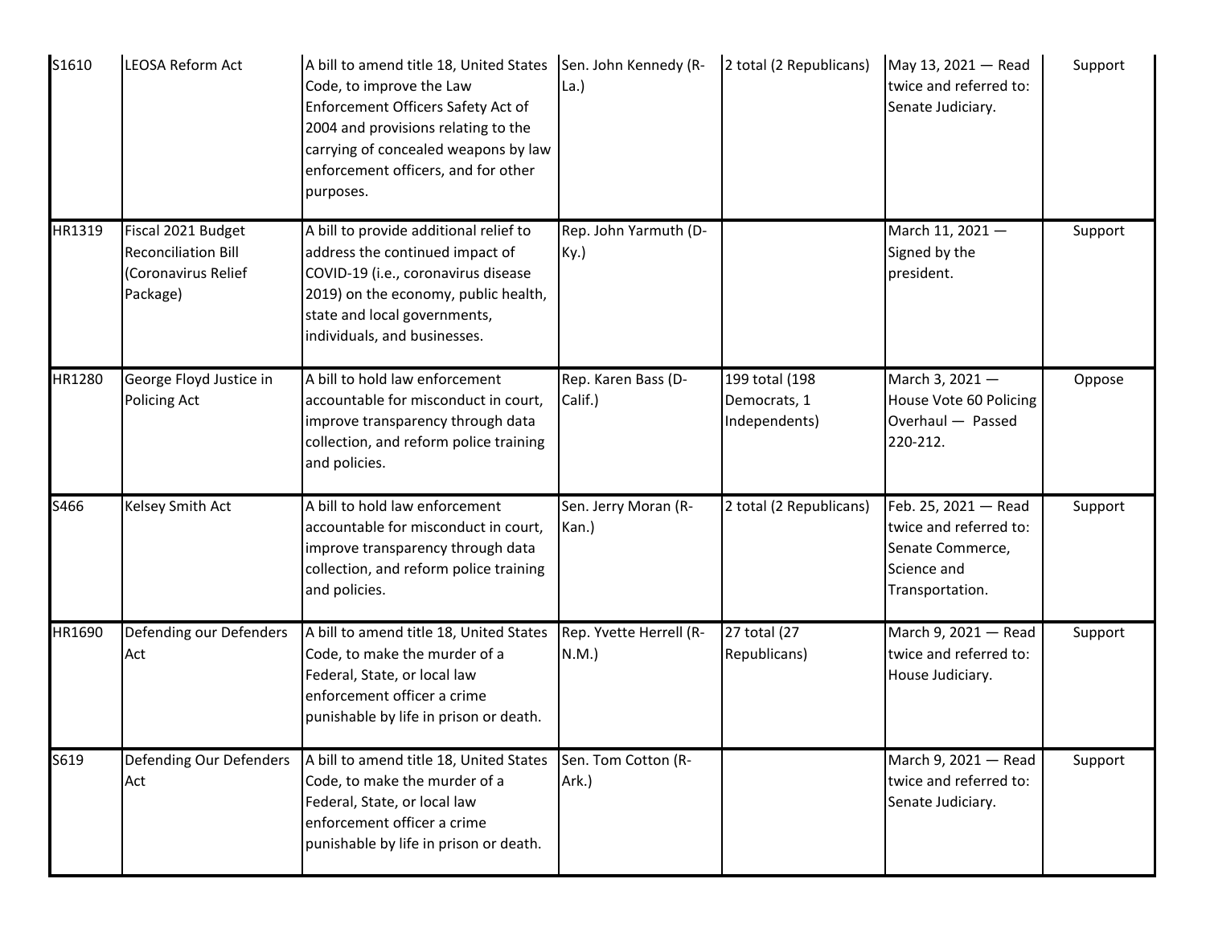| S1610 | LEOSA Reform Act | A bill to amend title 18, United States Code, to improve the Law Enforcement Officers Safety Act of 2004 and provisions relating to the carrying of concealed weapons by law enforcement officers, and for other purposes. | Sen. John Kennedy (R-La.) | 2 total (2 Republicans) | May 13, 2021 — Read twice and referred to: Senate Judiciary. | Support |
|---|---|---|---|---|---|---|
| HR1319 | Fiscal 2021 Budget Reconciliation Bill (Coronavirus Relief Package) | A bill to provide additional relief to address the continued impact of COVID-19 (i.e., coronavirus disease 2019) on the economy, public health, state and local governments, individuals, and businesses. | Rep. John Yarmuth (D-Ky.) | | March 11, 2021 — Signed by the president. | Support |
| HR1280 | George Floyd Justice in Policing Act | A bill to hold law enforcement accountable for misconduct in court, improve transparency through data collection, and reform police training and policies. | Rep. Karen Bass (D-Calif.) | 199 total (198 Democrats, 1 Independents) | March 3, 2021 — House Vote 60 Policing Overhaul — Passed 220-212. | Oppose |
| S466 | Kelsey Smith Act | A bill to hold law enforcement accountable for misconduct in court, improve transparency through data collection, and reform police training and policies. | Sen. Jerry Moran (R-Kan.) | 2 total (2 Republicans) | Feb. 25, 2021 — Read twice and referred to: Senate Commerce, Science and Transportation. | Support |
| HR1690 | Defending our Defenders Act | A bill to amend title 18, United States Code, to make the murder of a Federal, State, or local law enforcement officer a crime punishable by life in prison or death. | Rep. Yvette Herrell (R-N.M.) | 27 total (27 Republicans) | March 9, 2021 — Read twice and referred to: House Judiciary. | Support |
| S619 | Defending Our Defenders Act | A bill to amend title 18, United States Code, to make the murder of a Federal, State, or local law enforcement officer a crime punishable by life in prison or death. | Sen. Tom Cotton (R-Ark.) | | March 9, 2021 — Read twice and referred to: Senate Judiciary. | Support |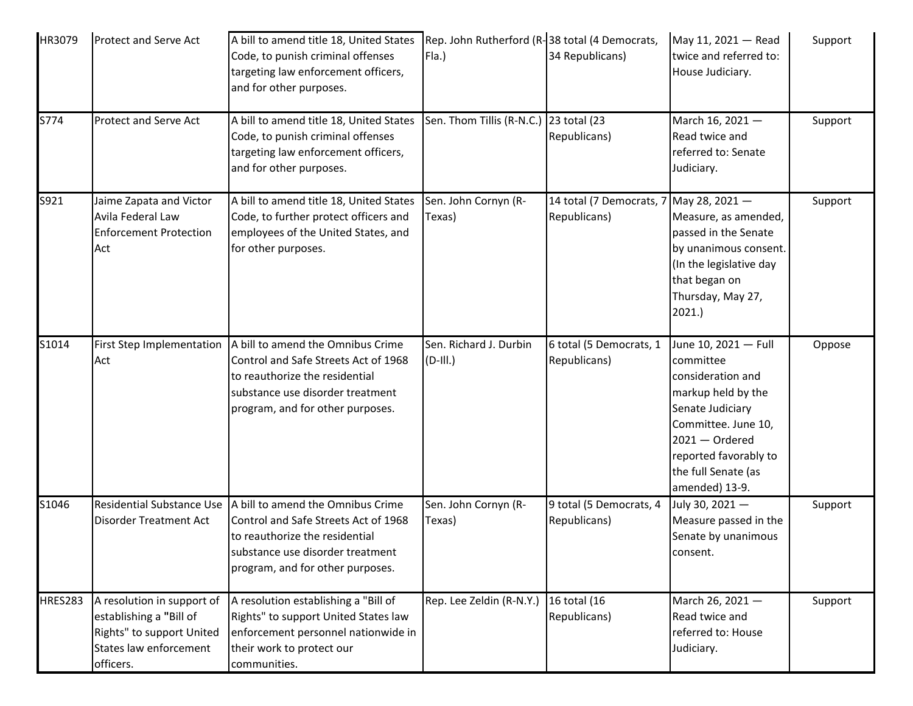| | | | | | | |
|---|---|---|---|---|---|---|
| HR3079 | Protect and Serve Act | A bill to amend title 18, United States Code, to punish criminal offenses targeting law enforcement officers, and for other purposes. | Rep. John Rutherford (R-Fla.) | 38 total (4 Democrats, 34 Republicans) | May 11, 2021 — Read twice and referred to: House Judiciary. | Support |
| S774 | Protect and Serve Act | A bill to amend title 18, United States Code, to punish criminal offenses targeting law enforcement officers, and for other purposes. | Sen. Thom Tillis (R-N.C.) | 23 total (23 Republicans) | March 16, 2021 — Read twice and referred to: Senate Judiciary. | Support |
| S921 | Jaime Zapata and Victor Avila Federal Law Enforcement Protection Act | A bill to amend title 18, United States Code, to further protect officers and employees of the United States, and for other purposes. | Sen. John Cornyn (R-Texas) | 14 total (7 Democrats, 7 Republicans) | May 28, 2021 — Measure, as amended, passed in the Senate by unanimous consent. (In the legislative day that began on Thursday, May 27, 2021.) | Support |
| S1014 | First Step Implementation Act | A bill to amend the Omnibus Crime Control and Safe Streets Act of 1968 to reauthorize the residential substance use disorder treatment program, and for other purposes. | Sen. Richard J. Durbin (D-Ill.) | 6 total (5 Democrats, 1 Republicans) | June 10, 2021 — Full committee consideration and markup held by the Senate Judiciary Committee. June 10, 2021 — Ordered reported favorably to the full Senate (as amended) 13-9. | Oppose |
| S1046 | Residential Substance Use Disorder Treatment Act | A bill to amend the Omnibus Crime Control and Safe Streets Act of 1968 to reauthorize the residential substance use disorder treatment program, and for other purposes. | Sen. John Cornyn (R-Texas) | 9 total (5 Democrats, 4 Republicans) | July 30, 2021 — Measure passed in the Senate by unanimous consent. | Support |
| HRES283 | A resolution in support of establishing a "Bill of Rights" to support United States law enforcement officers. | A resolution establishing a "Bill of Rights" to support United States law enforcement personnel nationwide in their work to protect our communities. | Rep. Lee Zeldin (R-N.Y.) | 16 total (16 Republicans) | March 26, 2021 — Read twice and referred to: House Judiciary. | Support |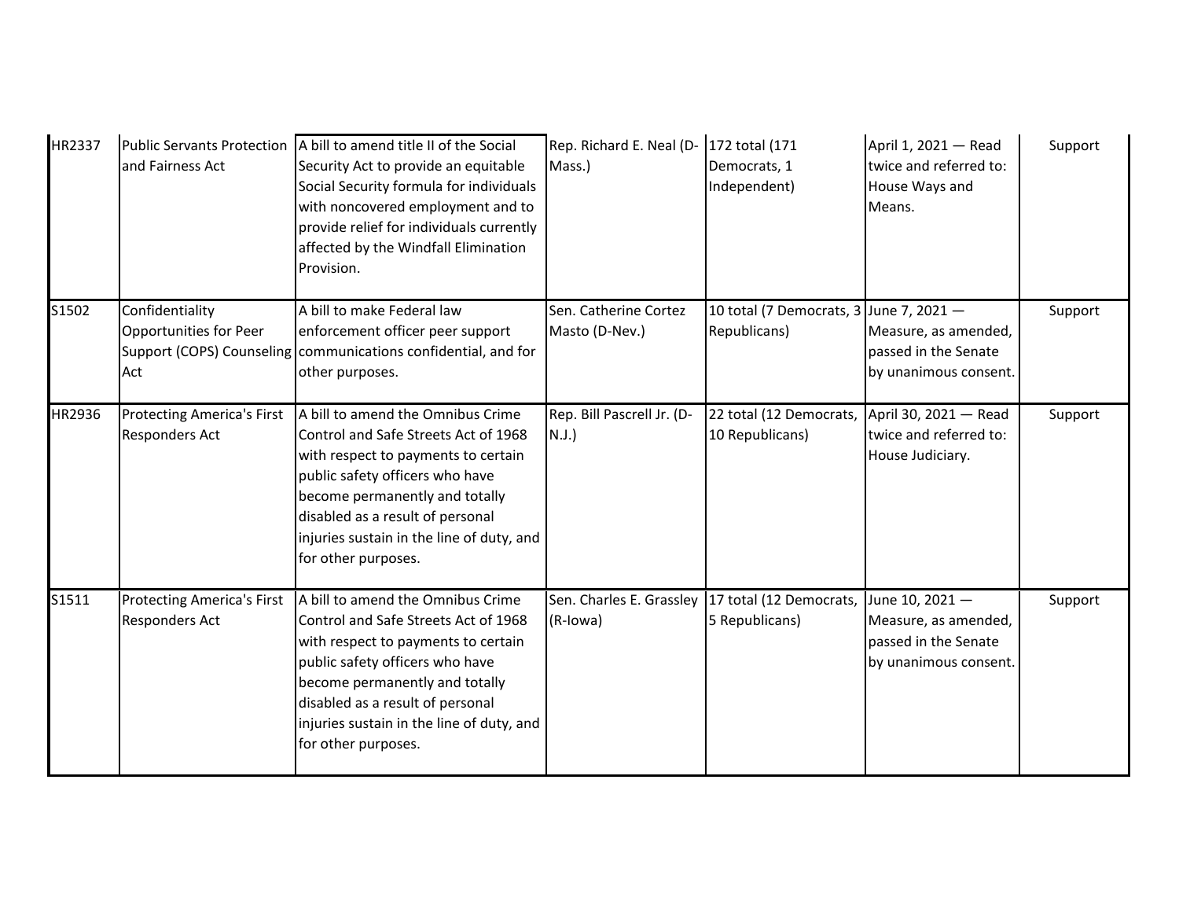| | | | | | | |
|---|---|---|---|---|---|---|
| HR2337 | Public Servants Protection and Fairness Act | A bill to amend title II of the Social Security Act to provide an equitable Social Security formula for individuals with noncovered employment and to provide relief for individuals currently affected by the Windfall Elimination Provision. | Rep. Richard E. Neal (D-Mass.) | 172 total (171 Democrats, 1 Independent) | April 1, 2021 — Read twice and referred to: House Ways and Means. | Support |
| S1502 | Confidentiality Opportunities for Peer Support (COPS) Counseling Act | A bill to make Federal law enforcement officer peer support communications confidential, and for other purposes. | Sen. Catherine Cortez Masto (D-Nev.) | 10 total (7 Democrats, 3 Republicans) | June 7, 2021 — Measure, as amended, passed in the Senate by unanimous consent. | Support |
| HR2936 | Protecting America's First Responders Act | A bill to amend the Omnibus Crime Control and Safe Streets Act of 1968 with respect to payments to certain public safety officers who have become permanently and totally disabled as a result of personal injuries sustain in the line of duty, and for other purposes. | Rep. Bill Pascrell Jr. (D-N.J.) | 22 total (12 Democrats, 10 Republicans) | April 30, 2021 — Read twice and referred to: House Judiciary. | Support |
| S1511 | Protecting America's First Responders Act | A bill to amend the Omnibus Crime Control and Safe Streets Act of 1968 with respect to payments to certain public safety officers who have become permanently and totally disabled as a result of personal injuries sustain in the line of duty, and for other purposes. | Sen. Charles E. Grassley (R-Iowa) | 17 total (12 Democrats, 5 Republicans) | June 10, 2021 — Measure, as amended, passed in the Senate by unanimous consent. | Support |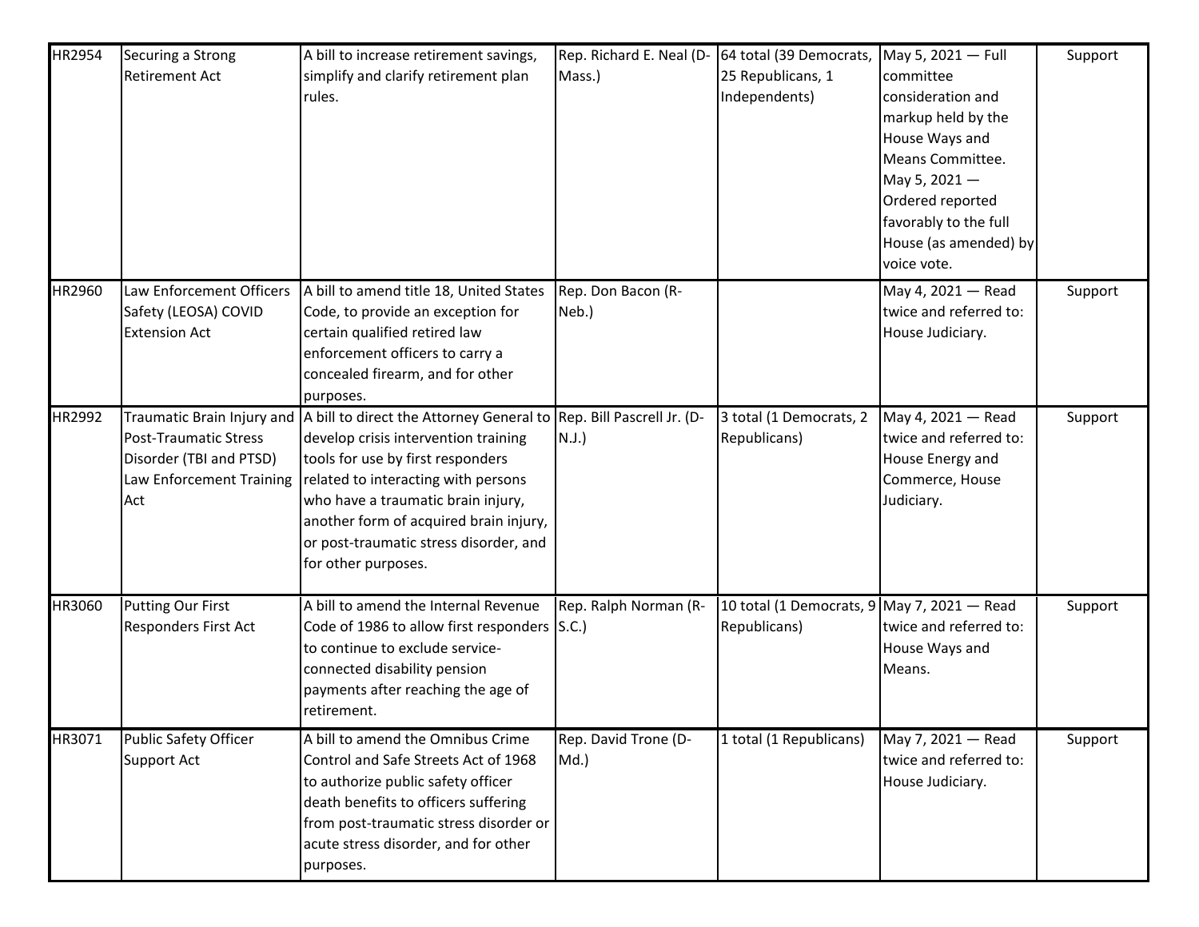| HR2954 | Securing a Strong Retirement Act | A bill to increase retirement savings, simplify and clarify retirement plan rules. | Rep. Richard E. Neal (D-Mass.) | 64 total (39 Democrats, 25 Republicans, 1 Independents) | May 5, 2021 — Full committee consideration and markup held by the House Ways and Means Committee. May 5, 2021 — Ordered reported favorably to the full House (as amended) by voice vote. | Support |
|---|---|---|---|---|---|---|
| HR2960 | Law Enforcement Officers Safety (LEOSA) COVID Extension Act | A bill to amend title 18, United States Code, to provide an exception for certain qualified retired law enforcement officers to carry a concealed firearm, and for other purposes. | Rep. Don Bacon (R-Neb.) | | May 4, 2021 — Read twice and referred to: House Judiciary. | Support |
| HR2992 | Traumatic Brain Injury and Post-Traumatic Stress Disorder (TBI and PTSD) Law Enforcement Training Act | A bill to direct the Attorney General to develop crisis intervention training tools for use by first responders related to interacting with persons who have a traumatic brain injury, another form of acquired brain injury, or post-traumatic stress disorder, and for other purposes. | Rep. Bill Pascrell Jr. (D-N.J.) | 3 total (1 Democrats, 2 Republicans) | May 4, 2021 — Read twice and referred to: House Energy and Commerce, House Judiciary. | Support |
| HR3060 | Putting Our First Responders First Act | A bill to amend the Internal Revenue Code of 1986 to allow first responders to continue to exclude service-connected disability pension payments after reaching the age of retirement. | Rep. Ralph Norman (R-S.C.) | 10 total (1 Democrats, 9 Republicans) | May 7, 2021 — Read twice and referred to: House Ways and Means. | Support |
| HR3071 | Public Safety Officer Support Act | A bill to amend the Omnibus Crime Control and Safe Streets Act of 1968 to authorize public safety officer death benefits to officers suffering from post-traumatic stress disorder or acute stress disorder, and for other purposes. | Rep. David Trone (D-Md.) | 1 total (1 Republicans) | May 7, 2021 — Read twice and referred to: House Judiciary. | Support |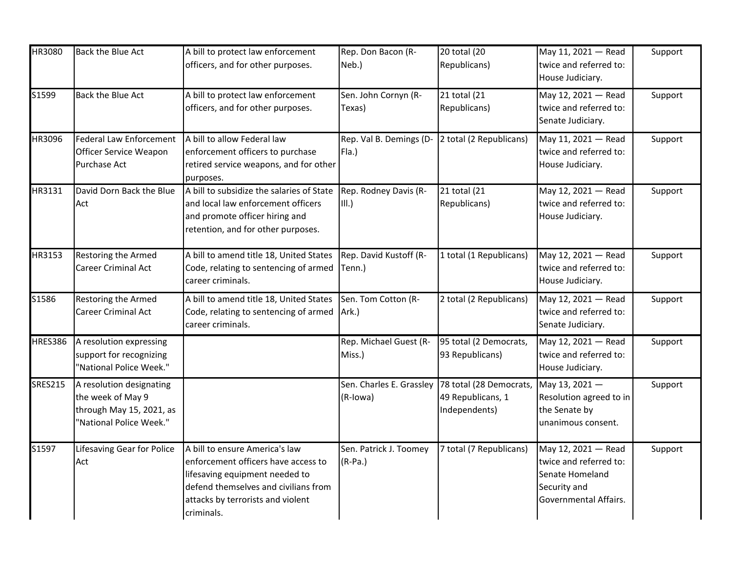| | | | | | | |
|---|---|---|---|---|---|---|
| HR3080 | Back the Blue Act | A bill to protect law enforcement officers, and for other purposes. | Rep. Don Bacon (R-Neb.) | 20 total (20 Republicans) | May 11, 2021 — Read twice and referred to: House Judiciary. | Support |
| S1599 | Back the Blue Act | A bill to protect law enforcement officers, and for other purposes. | Sen. John Cornyn (R-Texas) | 21 total (21 Republicans) | May 12, 2021 — Read twice and referred to: Senate Judiciary. | Support |
| HR3096 | Federal Law Enforcement Officer Service Weapon Purchase Act | A bill to allow Federal law enforcement officers to purchase retired service weapons, and for other purposes. | Rep. Val B. Demings (D-Fla.) | 2 total (2 Republicans) | May 11, 2021 — Read twice and referred to: House Judiciary. | Support |
| HR3131 | David Dorn Back the Blue Act | A bill to subsidize the salaries of State and local law enforcement officers and promote officer hiring and retention, and for other purposes. | Rep. Rodney Davis (R-Ill.) | 21 total (21 Republicans) | May 12, 2021 — Read twice and referred to: House Judiciary. | Support |
| HR3153 | Restoring the Armed Career Criminal Act | A bill to amend title 18, United States Code, relating to sentencing of armed career criminals. | Rep. David Kustoff (R-Tenn.) | 1 total (1 Republicans) | May 12, 2021 — Read twice and referred to: House Judiciary. | Support |
| S1586 | Restoring the Armed Career Criminal Act | A bill to amend title 18, United States Code, relating to sentencing of armed career criminals. | Sen. Tom Cotton (R-Ark.) | 2 total (2 Republicans) | May 12, 2021 — Read twice and referred to: Senate Judiciary. | Support |
| HRES386 | A resolution expressing support for recognizing "National Police Week." | | Rep. Michael Guest (R-Miss.) | 95 total (2 Democrats, 93 Republicans) | May 12, 2021 — Read twice and referred to: House Judiciary. | Support |
| SRES215 | A resolution designating the week of May 9 through May 15, 2021, as "National Police Week." | | Sen. Charles E. Grassley (R-Iowa) | 78 total (28 Democrats, 49 Republicans, 1 Independents) | May 13, 2021 — Resolution agreed to in the Senate by unanimous consent. | Support |
| S1597 | Lifesaving Gear for Police Act | A bill to ensure America's law enforcement officers have access to lifesaving equipment needed to defend themselves and civilians from attacks by terrorists and violent criminals. | Sen. Patrick J. Toomey (R-Pa.) | 7 total (7 Republicans) | May 12, 2021 — Read twice and referred to: Senate Homeland Security and Governmental Affairs. | Support |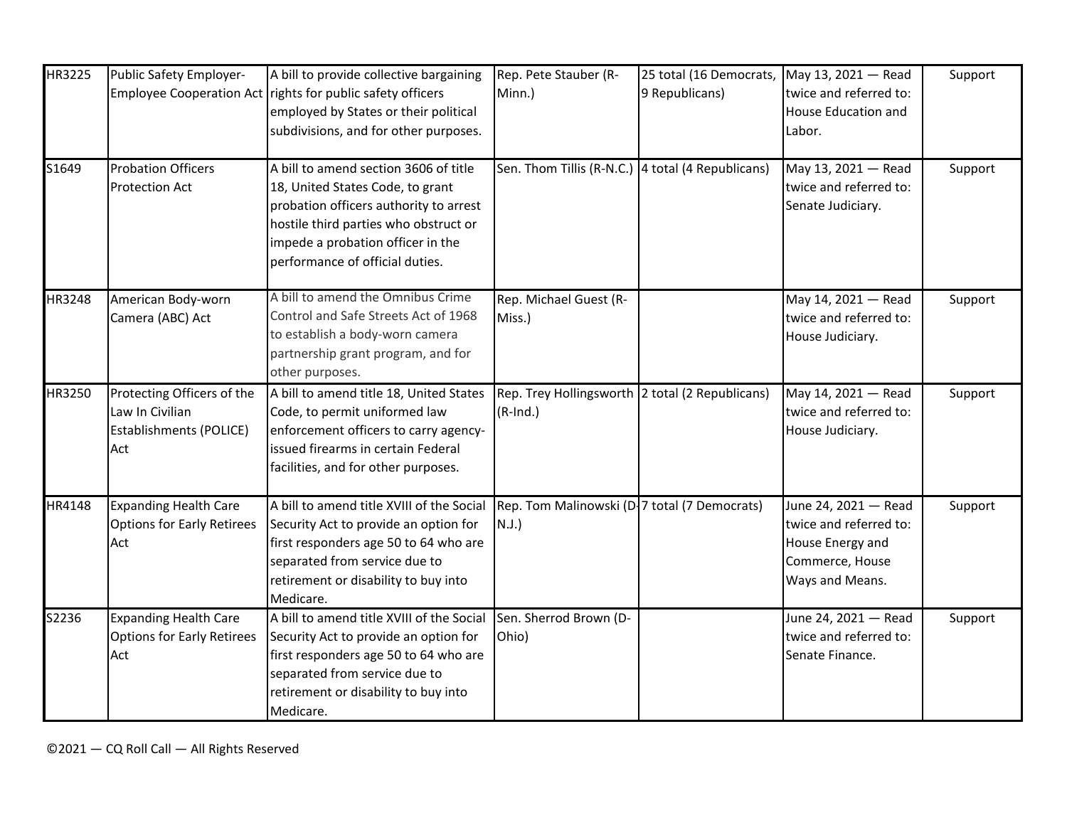| | | | | | | |
|---|---|---|---|---|---|---|
| HR3225 | Public Safety Employer-Employee Cooperation Act | A bill to provide collective bargaining rights for public safety officers employed by States or their political subdivisions, and for other purposes. | Rep. Pete Stauber (R-Minn.) | 25 total (16 Democrats, 9 Republicans) | May 13, 2021 — Read twice and referred to: House Education and Labor. | Support |
| S1649 | Probation Officers Protection Act | A bill to amend section 3606 of title 18, United States Code, to grant probation officers authority to arrest hostile third parties who obstruct or impede a probation officer in the performance of official duties. | Sen. Thom Tillis (R-N.C.) | 4 total (4 Republicans) | May 13, 2021 — Read twice and referred to: Senate Judiciary. | Support |
| HR3248 | American Body-worn Camera (ABC) Act | A bill to amend the Omnibus Crime Control and Safe Streets Act of 1968 to establish a body-worn camera partnership grant program, and for other purposes. | Rep. Michael Guest (R-Miss.) | | May 14, 2021 — Read twice and referred to: House Judiciary. | Support |
| HR3250 | Protecting Officers of the Law In Civilian Establishments (POLICE) Act | A bill to amend title 18, United States Code, to permit uniformed law enforcement officers to carry agency-issued firearms in certain Federal facilities, and for other purposes. | Rep. Trey Hollingsworth (R-Ind.) | 2 total (2 Republicans) | May 14, 2021 — Read twice and referred to: House Judiciary. | Support |
| HR4148 | Expanding Health Care Options for Early Retirees Act | A bill to amend title XVIII of the Social Security Act to provide an option for first responders age 50 to 64 who are separated from service due to retirement or disability to buy into Medicare. | Rep. Tom Malinowski (D-N.J.) | 7 total (7 Democrats) | June 24, 2021 — Read twice and referred to: House Energy and Commerce, House Ways and Means. | Support |
| S2236 | Expanding Health Care Options for Early Retirees Act | A bill to amend title XVIII of the Social Security Act to provide an option for first responders age 50 to 64 who are separated from service due to retirement or disability to buy into Medicare. | Sen. Sherrod Brown (D-Ohio) | | June 24, 2021 — Read twice and referred to: Senate Finance. | Support |

©2021 — CQ Roll Call — All Rights Reserved